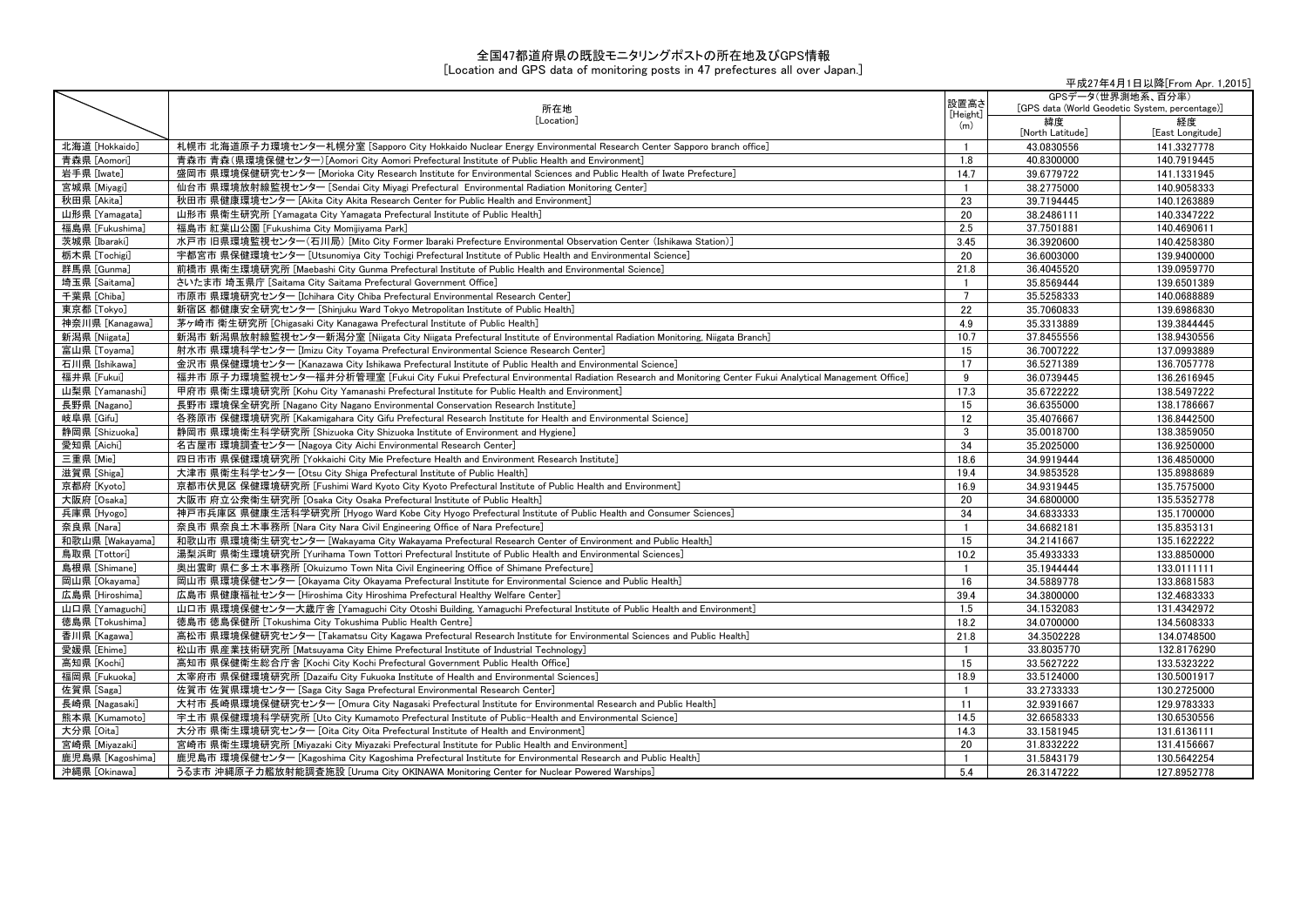# 全国47都道府県の既設モニタリングポストの所在地及びGPS情報

[Location and GPS data of monitoring posts in 47 prefectures all over Japan.]

平成27年4月1日以降[From Apr. 1,2015]

| | 所在地 [Location] | 設置高さ [Height] (m) | GPSデータ(世界測地系、百分率) [GPS data (World Geodetic System, percentage)] | |
|---|---|---|---|---|
| | | | 緯度 [North Latitude] | 経度 [East Longitude] |
| 北海道 [Hokkaido] | 札幌市 北海道原子力環境センター札幌分室 [Sapporo City Hokkaido Nuclear Energy Environmental Research Center Sapporo branch office] | 1 | 43.0830556 | 141.3327778 |
| 青森県 [Aomori] | 青森市 青森(県環境保健センター) [Aomori City Aomori Prefectural Institute of Public Health and Environment] | 1.8 | 40.8300000 | 140.7919445 |
| 岩手県 [Iwate] | 盛岡市 県環境保健研究センター [Morioka City Research Institute for Environmental Sciences and Public Health of Iwate Prefecture] | 14.7 | 39.6779722 | 141.1331945 |
| 宮城県 [Miyagi] | 仙台市 県環境放射線監視センター [Sendai City Miyagi Prefectural Environmental Radiation Monitoring Center] | 1 | 38.2775000 | 140.9058333 |
| 秋田県 [Akita] | 秋田市 県健康環境センター [Akita City Akita Research Center for Public Health and Environment] | 23 | 39.7194445 | 140.1263889 |
| 山形県 [Yamagata] | 山形市 県衛生研究所 [Yamagata City Yamagata Prefectural Institute of Public Health] | 20 | 38.2486111 | 140.3347222 |
| 福島県 [Fukushima] | 福島市 紅葉山公園 [Fukushima City Momijiyama Park] | 2.5 | 37.7501881 | 140.4690611 |
| 茨城県 [Ibaraki] | 水戸市 旧県環境監視センター(石川局) [Mito City Former Ibaraki Prefecture Environmental Observation Center (Ishikawa Station)] | 3.45 | 36.3920600 | 140.4258380 |
| 栃木県 [Tochigi] | 宇都宮市 県保健環境センター [Utsunomiya City Tochigi Prefectural Institute of Public Health and Environmental Science] | 20 | 36.6003000 | 139.9400000 |
| 群馬県 [Gunma] | 前橋市 県衛生環境研究所 [Maebashi City Gunma Prefectural Institute of Public Health and Environmental Science] | 21.8 | 36.4045520 | 139.0959770 |
| 埼玉県 [Saitama] | さいたま市 埼玉県庁 [Saitama City Saitama Prefectural Government Office] | 1 | 35.8569444 | 139.6501389 |
| 千葉県 [Chiba] | 市原市 県環境研究センター [Ichihara City Chiba Prefectural Environmental Research Center] | 7 | 35.5258333 | 140.0688889 |
| 東京都 [Tokyo] | 新宿区 都健康安全研究センター [Shinjuku Ward Tokyo Metropolitan Institute of Public Health] | 22 | 35.7060833 | 139.6986830 |
| 神奈川県 [Kanagawa] | 茅ヶ崎市 衛生研究所 [Chigasaki City Kanagawa Prefectural Institute of Public Health] | 4.9 | 35.3313889 | 139.3844445 |
| 新潟県 [Niigata] | 新潟市 新潟県放射線監視センター新潟分室 [Niigata City Niigata Prefectural Institute of Environmental Radiation Monitoring, Niigata Branch] | 10.7 | 37.8455556 | 138.9430556 |
| 富山県 [Toyama] | 射水市 県環境科学センター [Imizu City Toyama Prefectural Environmental Science Research Center] | 15 | 36.7007222 | 137.0993889 |
| 石川県 [Ishikawa] | 金沢市 県保健環境センター [Kanazawa City Ishikawa Prefectural Institute of Public Health and Environmental Science] | 17 | 36.5271389 | 136.7057778 |
| 福井県 [Fukui] | 福井市 原子力環境監視センター福井分析管理室 [Fukui City Fukui Prefectural Environmental Radiation Research and Monitoring Center Fukui Analytical Management Office] | 9 | 36.0739445 | 136.2616945 |
| 山梨県 [Yamanashi] | 甲府市 県衛生環境研究所 [Kofu City Yamanashi Prefectural Institute for Public Health and Environment] | 17.3 | 35.6722222 | 138.5497222 |
| 長野県 [Nagano] | 長野市 環境保全研究所 [Nagano City Nagano Environmental Conservation Research Institute] | 15 | 36.6355000 | 138.1786667 |
| 岐阜県 [Gifu] | 各務原市 保健環境研究所 [Kakamigahara City Gifu Prefectural Research Institute for Health and Environmental Science] | 12 | 35.4076667 | 136.8442500 |
| 静岡県 [Shizuoka] | 静岡市 県環境衛生科学研究所 [Shizuoka City Shizuoka Institute of Environment and Hygiene] | 3 | 35.0018700 | 138.3859050 |
| 愛知県 [Aichi] | 名古屋市 環境調査センター [Nagoya City Aichi Environmental Research Center] | 34 | 35.2025000 | 136.9250000 |
| 三重県 [Mie] | 四日市市 県保健環境研究所 [Yokkaichi City Mie Prefecture Health and Environment Research Institute] | 18.6 | 34.9919444 | 136.4850000 |
| 滋賀県 [Shiga] | 大津市 県衛生科学センター [Otsu City Shiga Prefectural Institute of Public Health] | 19.4 | 34.9853528 | 135.8988689 |
| 京都府 [Kyoto] | 京都市伏見区 保健環境研究所 [Fushimi Ward Kyoto City Kyoto Prefectural Institute of Public Health and Environment] | 16.9 | 34.9319445 | 135.7575000 |
| 大阪府 [Osaka] | 大阪市 府立公衆衛生研究所 [Osaka City Osaka Prefectural Institute of Public Health] | 20 | 34.6800000 | 135.5352778 |
| 兵庫県 [Hyogo] | 神戸市兵庫区 県健康生活科学研究所 [Hyogo Ward Kobe City Hyogo Prefectural Institute of Public Health and Consumer Sciences] | 34 | 34.6833333 | 135.1700000 |
| 奈良県 [Nara] | 奈良市 県奈良土木事務所 [Nara City Nara Civil Engineering Office of Nara Prefecture] | 1 | 34.6682181 | 135.8353131 |
| 和歌山県 [Wakayama] | 和歌山市 県環境衛生研究センター [Wakayama City Wakayama Prefectural Research Center of Environment and Public Health] | 15 | 34.2141667 | 135.1622222 |
| 鳥取県 [Tottori] | 湯梨浜町 県衛生環境研究所 [Yurihama Town Tottori Prefectural Institute of Public Health and Environmental Sciences] | 10.2 | 35.4933333 | 133.8850000 |
| 島根県 [Shimane] | 奥出雲町 県仁多土木事務所 [Okuizumo Town Nita Civil Engineering Office of Shimane Prefecture] | 1 | 35.1944444 | 133.0111111 |
| 岡山県 [Okayama] | 岡山市 県環境保健センター [Okayama City Okayama Prefectural Institute for Environmental Science and Public Health] | 16 | 34.5889778 | 133.8681583 |
| 広島県 [Hiroshima] | 広島市 県健康福祉センター [Hiroshima City Hiroshima Prefectural Healthy Welfare Center] | 39.4 | 34.3800000 | 132.4683333 |
| 山口県 [Yamaguchi] | 山口市 県環境保健センター大歳庁舎 [Yamaguchi City Otoshi Building, Yamaguchi Prefectural Institute of Public Health and Environment] | 1.5 | 34.1532083 | 131.4342972 |
| 徳島県 [Tokushima] | 徳島市 徳島保健所 [Tokushima City Tokushima Public Health Centre] | 18.2 | 34.0700000 | 134.5608333 |
| 香川県 [Kagawa] | 高松市 県環境保健研究センター [Takamatsu City Kagawa Prefectural Research Institute for Environmental Sciences and Public Health] | 21.8 | 34.3502228 | 134.0748500 |
| 愛媛県 [Ehime] | 松山市 県産業技術研究所 [Matsuyama City Ehime Prefectural Institute of Industrial Technology] | 1 | 33.8035770 | 132.8176290 |
| 高知県 [Kochi] | 高知市 県保健衛生総合庁舎 [Kochi City Kochi Prefectural Government Public Health Office] | 15 | 33.5627222 | 133.5323222 |
| 福岡県 [Fukuoka] | 太宰府市 県保健環境研究所 [Dazaifu City Fukuoka Institute of Health and Environmental Sciences] | 18.9 | 33.5124000 | 130.5001917 |
| 佐賀県 [Saga] | 佐賀市 佐賀県環境センター [Saga City Saga Prefectural Environmental Research Center] | 1 | 33.2733333 | 130.2725000 |
| 長崎県 [Nagasaki] | 大村市 長崎県環境保健研究センター [Omura City Nagasaki Prefectural Institute for Environmental Research and Public Health] | 11 | 32.9391667 | 129.9783333 |
| 熊本県 [Kumamoto] | 宇土市 県保健環境科学研究所 [Uto City Kumamoto Prefectural Institute of Public-Health and Environmental Science] | 14.5 | 32.6658333 | 130.6530556 |
| 大分県 [Oita] | 大分市 県衛生環境研究センター [Oita City Oita Prefectural Institute of Health and Environment] | 14.3 | 33.1581945 | 131.6136111 |
| 宮崎県 [Miyazaki] | 宮崎市 県衛生環境研究所 [Miyazaki City Miyazaki Prefectural Institute for Public Health and Environment] | 20 | 31.8332222 | 131.4156667 |
| 鹿児島県 [Kagoshima] | 鹿児島市 環境保健センター [Kagoshima City Kagoshima Prefectural Institute for Environmental Research and Public Health] | 1 | 31.5843179 | 130.5642254 |
| 沖縄県 [Okinawa] | うるま市 沖縄原子力艦放射能調査施設 [Uruma City OKINAWA Monitoring Center for Nuclear Powered Warships] | 5.4 | 26.3147222 | 127.8952778 |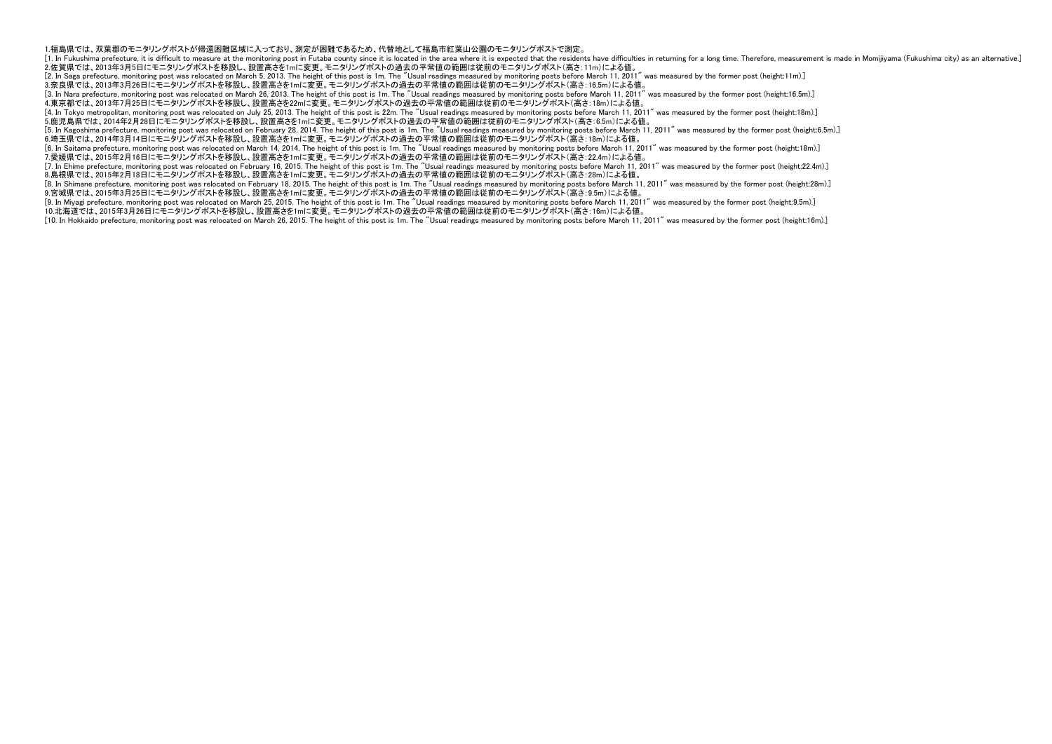1.福島県では、双葉郡のモニタリングポストが帰還困難区域に入っており、測定が困難であるため、代替地として福島市紅葉山公園のモニタリングポストで測定。

[1. In Fukushima prefecture, it is difficult to measure at the monitoring post in Futaba county since it is located in the area where it is expected that the residents have difficulties in returning for a long time. Therefore, measurement is made in Momijiyama (Fukushima city) as an alternative.]

2.佐賀県では、2013年3月5日にモニタリングポストを移設し、設置高さを1mに変更。モニタリングポストの過去の平常値の範囲は従前のモニタリングポスト（高さ：11m）による値。

[2. In Saga prefecture, monitoring post was relocated on March 5, 2013. The height of this post is 1m. The "Usual readings measured by monitoring posts before March 11, 2011" was measured by the former post (height:11m).]

3.奈良県では、2013年3月26日にモニタリングポストを移設し、設置高さを1mに変更。モニタリングポストの過去の平常値の範囲は従前のモニタリングポスト（高さ：16.5m）による値。

[3. In Nara prefecture, monitoring post was relocated on March 26, 2013. The height of this post is 1m. The "Usual readings measured by monitoring posts before March 11, 2011" was measured by the former post (height:16.5m).]

4.東京都では、2013年7月25日にモニタリングポストを移設し、設置高さを22mに変更。モニタリングポストの過去の平常値の範囲は従前のモニタリングポスト（高さ：18m）による値。

[4. In Tokyo metropolitan, monitoring post was relocated on July 25, 2013. The height of this post is 22m. The "Usual readings measured by monitoring posts before March 11, 2011" was measured by the former post (height:18m).]

5.鹿児島県では、2014年2月28日にモニタリングポストを移設し、設置高さを1mに変更。モニタリングポストの過去の平常値の範囲は従前のモニタリングポスト（高さ：6.5m）による値。

[5. In Kagoshima prefecture, monitoring post was relocated on February 28, 2014. The height of this post is 1m. The "Usual readings measured by monitoring posts before March 11, 2011" was measured by the former post (height:6.5m).]

6.埼玉県では、2014年3月14日にモニタリングポストを移設し、設置高さを1mに変更。モニタリングポストの過去の平常値の範囲は従前のモニタリングポスト（高さ：18m）による値。

[6. In Saitama prefecture, monitoring post was relocated on March 14, 2014. The height of this post is 1m. The "Usual readings measured by monitoring posts before March 11, 2011" was measured by the former post (height:18m).]

7.愛媛県では、2015年2月16日にモニタリングポストを移設し、設置高さを1mに変更。モニタリングポストの過去の平常値の範囲は従前のモニタリングポスト（高さ：22.4m）による値。

[7. In Ehime prefecture, monitoring post was relocated on February 16, 2015. The height of this post is 1m. The "Usual readings measured by monitoring posts before March 11, 2011" was measured by the former post (height:22.4m).]

8.島根県では、2015年2月18日にモニタリングポストを移設し、設置高さを1mに変更。モニタリングポストの過去の平常値の範囲は従前のモニタリングポスト（高さ：28m）による値。

[8. In Shimane prefecture, monitoring post was relocated on February 18, 2015. The height of this post is 1m. The "Usual readings measured by monitoring posts before March 11, 2011" was measured by the former post (height:28m).]

9.宮城県では、2015年3月25日にモニタリングポストを移設し、設置高さを1mに変更。モニタリングポストの過去の平常値の範囲は従前のモニタリングポスト（高さ：9.5m）による値。

[9. In Miyagi prefecture, monitoring post was relocated on March 25, 2015. The height of this post is 1m. The "Usual readings measured by monitoring posts before March 11, 2011" was measured by the former post (height:9.5m).]

10.北海道では、2015年3月26日にモニタリングポストを移設し、設置高さを1mに変更。モニタリングポストの過去の平常値の範囲は従前のモニタリングポスト（高さ：16m）による値。

[10. In Hokkaido prefecture, monitoring post was relocated on March 26, 2015. The height of this post is 1m. The "Usual readings measured by monitoring posts before March 11, 2011" was measured by the former post (height:16m).]